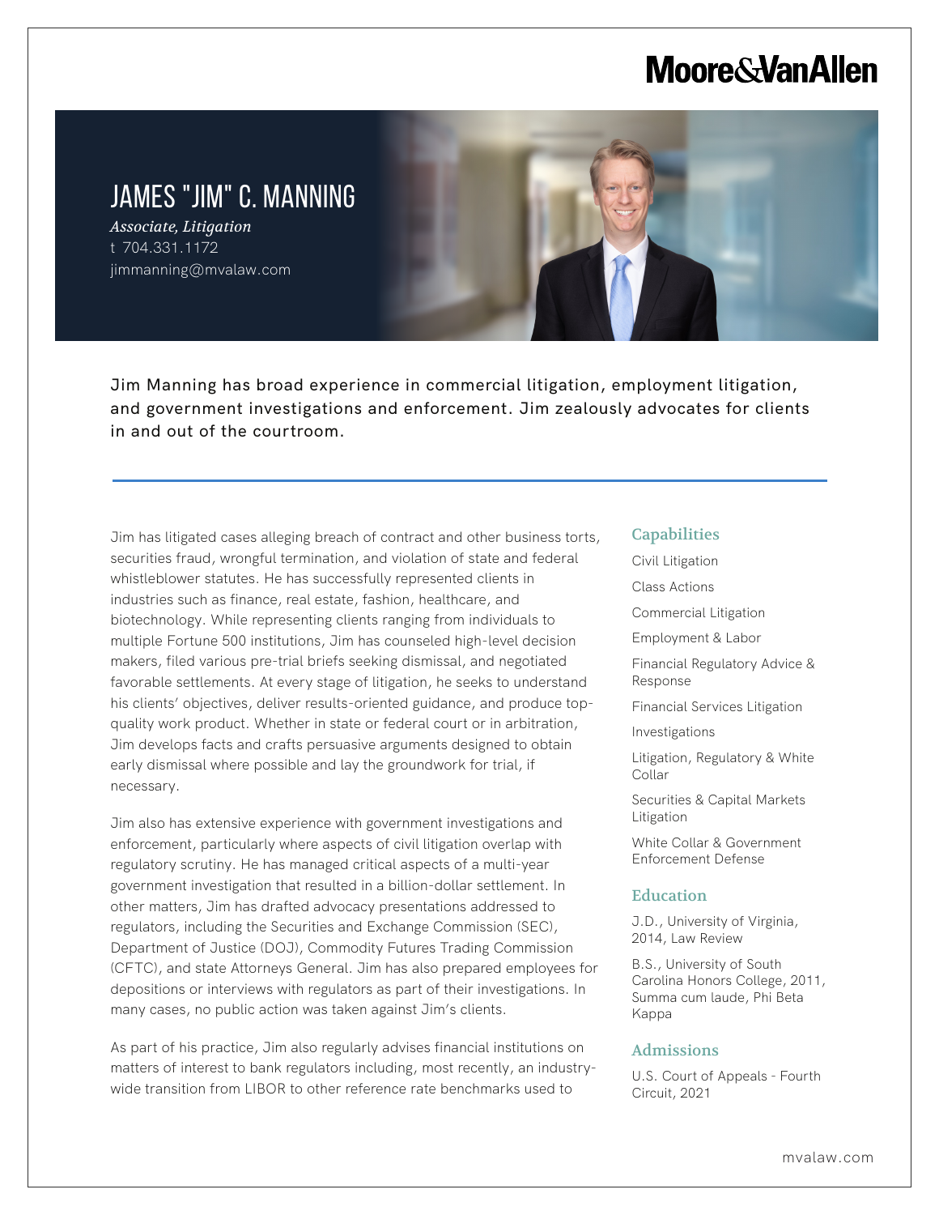Moore&VanAllen

# JAMES "JIM" C. MANNING

*Associate, Litigation*

t 704.331.1172

jimmanning@mvalaw.com

Jim Manning has broad experience in commercial litigation, employment litigation, and government investigations and enforcement. Jim zealously advocates for clients in and out of the courtroom.

Jim has litigated cases alleging breach of contract and other business torts, securities fraud, wrongful termination, and violation of state and federal whistleblower statutes. He has successfully represented clients in industries such as finance, real estate, fashion, healthcare, and biotechnology. While representing clients ranging from individuals to multiple Fortune 500 institutions, Jim has counseled high-level decision makers, filed various pre-trial briefs seeking dismissal, and negotiated favorable settlements. At every stage of litigation, he seeks to understand his clients' objectives, deliver results-oriented guidance, and produce top-quality work product. Whether in state or federal court or in arbitration, Jim develops facts and crafts persuasive arguments designed to obtain early dismissal where possible and lay the groundwork for trial, if necessary.

Jim also has extensive experience with government investigations and enforcement, particularly where aspects of civil litigation overlap with regulatory scrutiny. He has managed critical aspects of a multi-year government investigation that resulted in a billion-dollar settlement. In other matters, Jim has drafted advocacy presentations addressed to regulators, including the Securities and Exchange Commission (SEC), Department of Justice (DOJ), Commodity Futures Trading Commission (CFTC), and state Attorneys General. Jim has also prepared employees for depositions or interviews with regulators as part of their investigations. In many cases, no public action was taken against Jim's clients.

As part of his practice, Jim also regularly advises financial institutions on matters of interest to bank regulators including, most recently, an industry-wide transition from LIBOR to other reference rate benchmarks used to

## Capabilities

- Civil Litigation
- Class Actions
- Commercial Litigation
- Employment & Labor
- Financial Regulatory Advice & Response
- Financial Services Litigation
- Investigations
- Litigation, Regulatory & White Collar
- Securities & Capital Markets Litigation
- White Collar & Government Enforcement Defense

## Education

J.D., University of Virginia, 2014, Law Review

B.S., University of South Carolina Honors College, 2011, Summa cum laude, Phi Beta Kappa

## Admissions

U.S. Court of Appeals - Fourth Circuit, 2021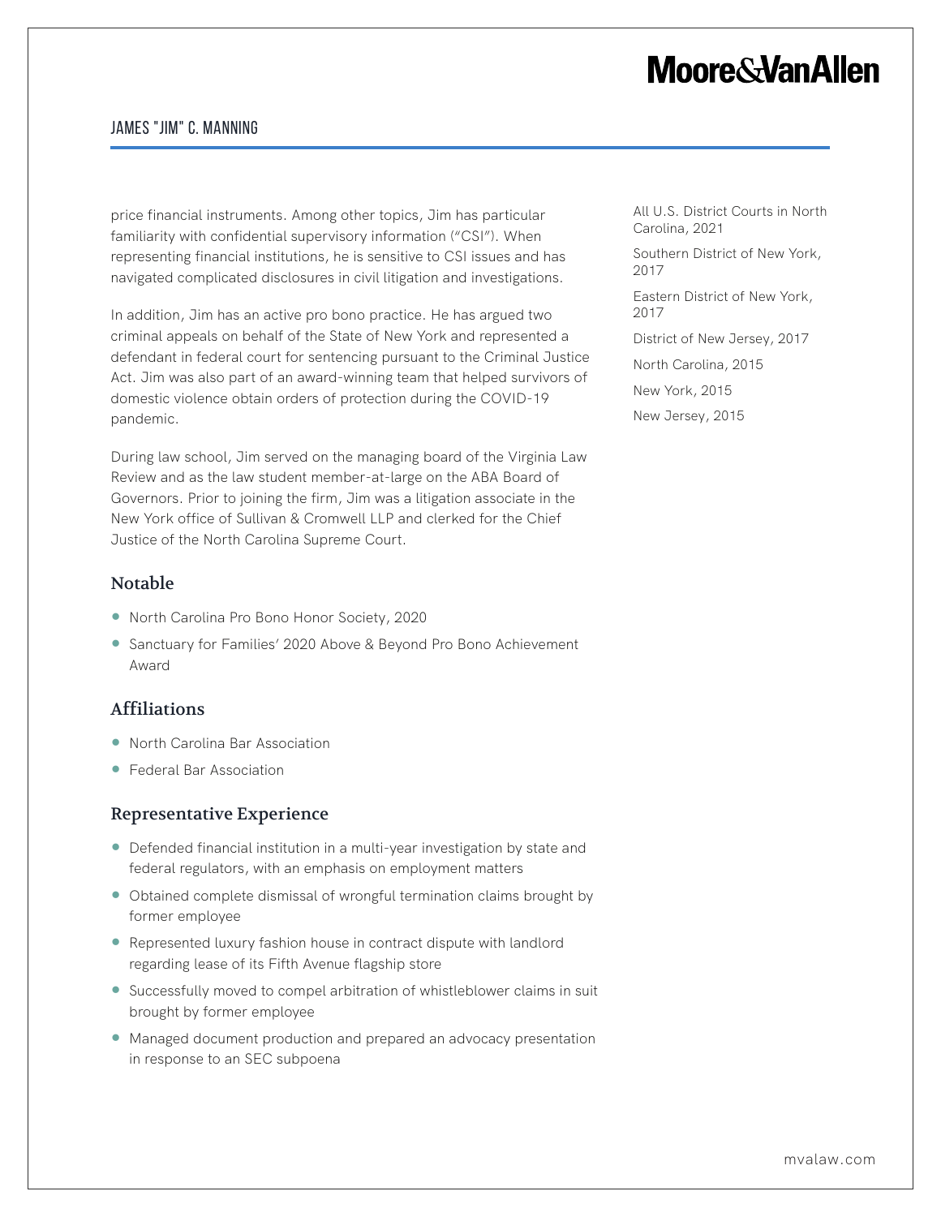price financial instruments. Among other topics, Jim has particular familiarity with confidential supervisory information ("CSI"). When representing financial institutions, he is sensitive to CSI issues and has navigated complicated disclosures in civil litigation and investigations.

In addition, Jim has an active pro bono practice. He has argued two criminal appeals on behalf of the State of New York and represented a defendant in federal court for sentencing pursuant to the Criminal Justice Act. Jim was also part of an award-winning team that helped survivors of domestic violence obtain orders of protection during the COVID-19 pandemic.

During law school, Jim served on the managing board of the Virginia Law Review and as the law student member-at-large on the ABA Board of Governors. Prior to joining the firm, Jim was a litigation associate in the New York office of Sullivan & Cromwell LLP and clerked for the Chief Justice of the North Carolina Supreme Court.

## Notable

- North Carolina Pro Bono Honor Society, 2020
- Sanctuary for Families' 2020 Above & Beyond Pro Bono Achievement Award

## Affiliations

- North Carolina Bar Association
- Federal Bar Association

## Representative Experience

- Defended financial institution in a multi-year investigation by state and federal regulators, with an emphasis on employment matters
- Obtained complete dismissal of wrongful termination claims brought by former employee
- Represented luxury fashion house in contract dispute with landlord regarding lease of its Fifth Avenue flagship store
- Successfully moved to compel arbitration of whistleblower claims in suit brought by former employee
- Managed document production and prepared an advocacy presentation in response to an SEC subpoena

All U.S. District Courts in North Carolina, 2021

Southern District of New York, 2017

Eastern District of New York, 2017

District of New Jersey, 2017

North Carolina, 2015

New York, 2015

New Jersey, 2015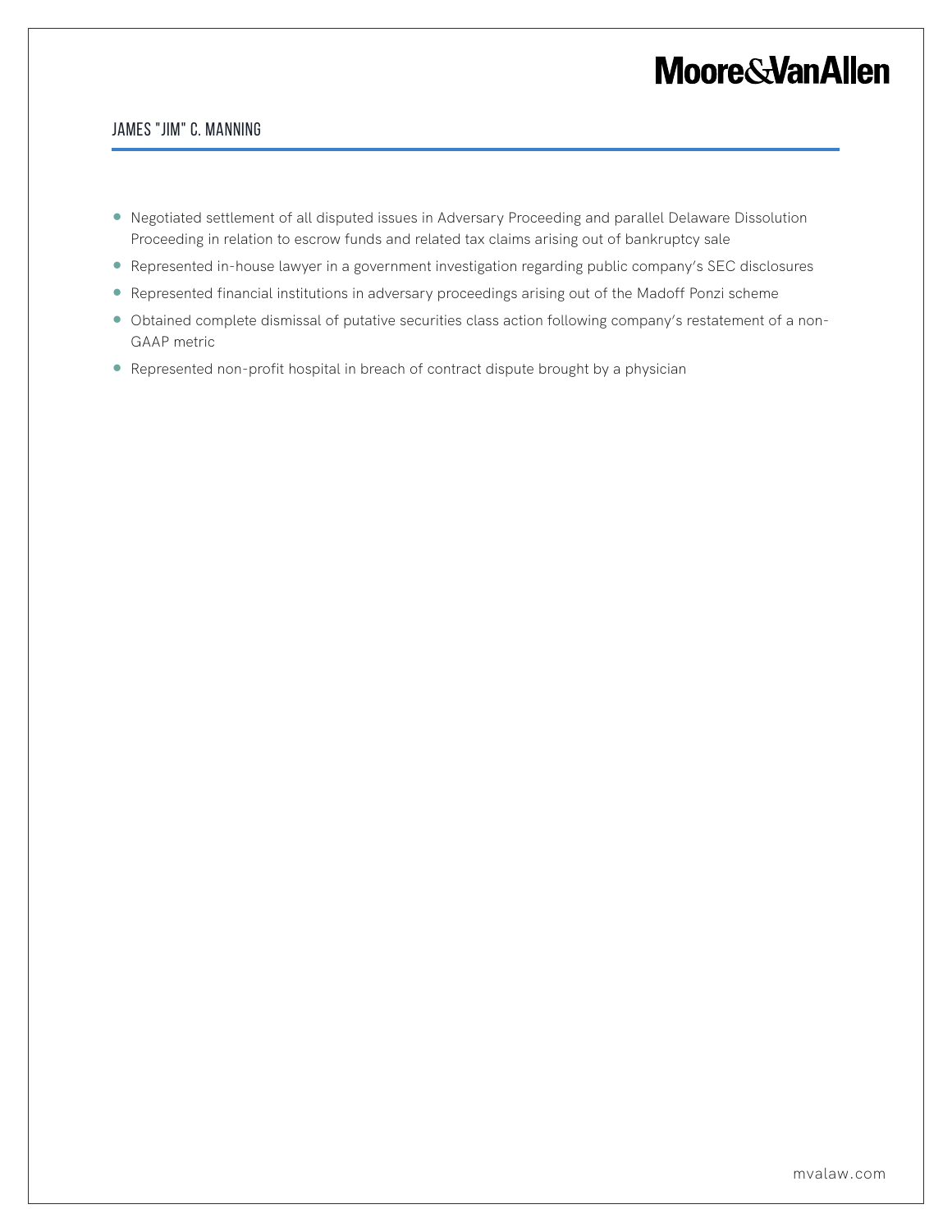- Negotiated settlement of all disputed issues in Adversary Proceeding and parallel Delaware Dissolution Proceeding in relation to escrow funds and related tax claims arising out of bankruptcy sale
- Represented in-house lawyer in a government investigation regarding public company's SEC disclosures
- Represented financial institutions in adversary proceedings arising out of the Madoff Ponzi scheme
- Obtained complete dismissal of putative securities class action following company's restatement of a non-GAAP metric
- Represented non-profit hospital in breach of contract dispute brought by a physician